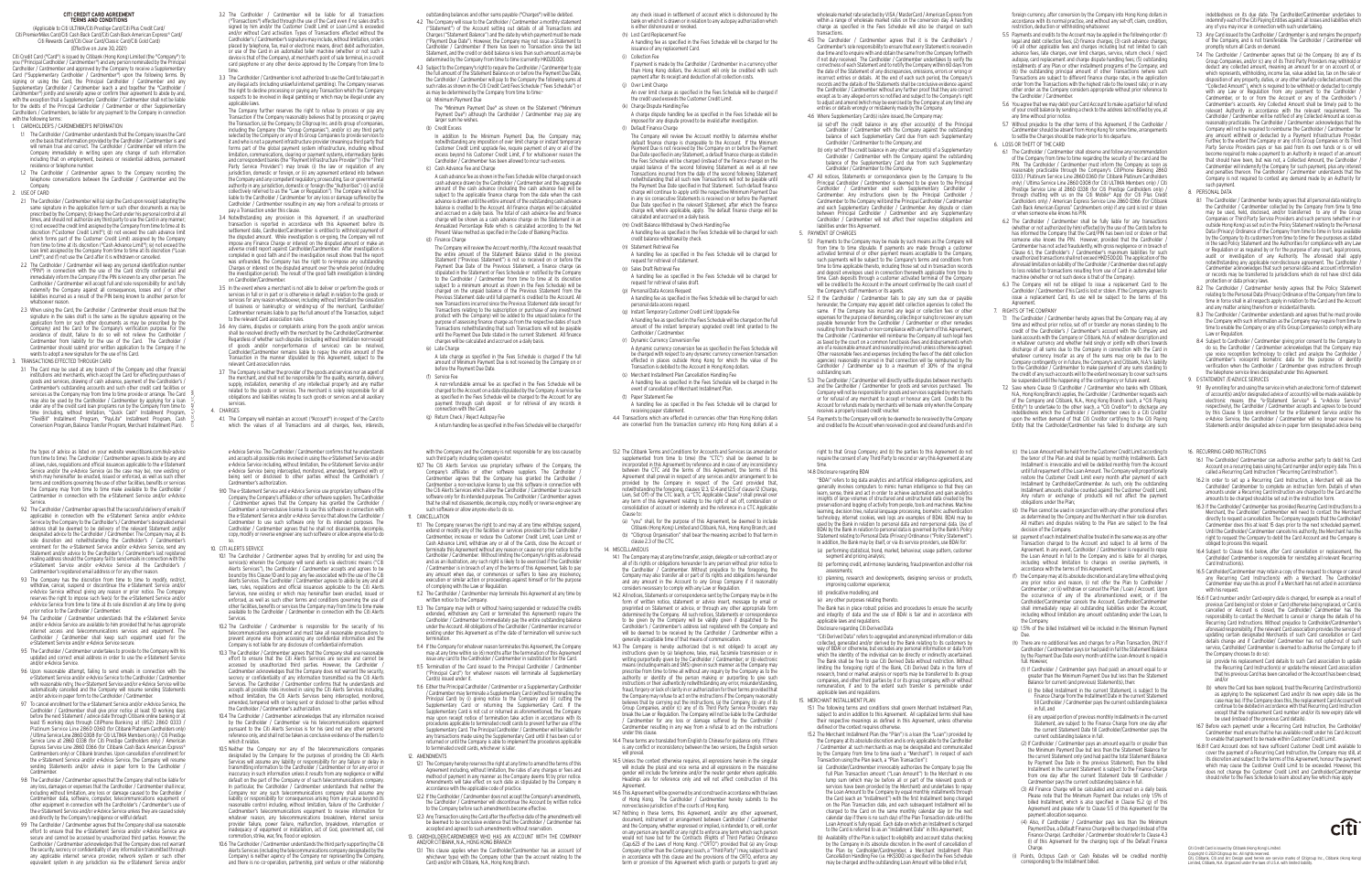# CITI CREDIT CARD AGREEMENT
## TERMS AND CONDITIONS

(Applicable to Citi ULTIMA/Citi Prestige Card/Citi Plus Credit Card/ Citi PremierMiles Card/Citi Cash Back Card/Citi Cash Back American Express® Card/ Citi Rewards Card/Citi Clear Card/Classic Card/Citi Gold Card)

(Effective on June 30, 2021)

Citi Credit Card ("Card") is issued by Citibank (Hong Kong) Limited (the "Company") to you ("Principal Cardholder / Cardmember") and any person nominated by the Principal Cardholder / Cardmember and approved by the Company to receive a Supplementary Card ("Supplementary Cardholder / Cardmember") upon the following terms. By signing or using the Card, the Principal Cardholder / Cardmember and any Supplementary Cardholder / Cardmember (each a and together the "Cardholder / Cardmember") jointly and severally agree or confirm their agreement to abide by and, with the exception that a Supplementary Cardholder / Cardmember shall not be liable for the debts of the Principal Cardholder / Cardmember or other Supplementary Cardholders / Cardmembers, be liable for any payment to the Company in connection with the following terms:

### 1. CARDHOLDERS / CARDMEMBER'S INFORMATION

1.1 The Cardholder / Cardmember understands that the Company issues the Card on the basis that information provided by the Cardholder / Cardmember is and will remain true and correct. The Cardholder / Cardmember will inform the Company immediately in writing upon any change of such information including that on employment, business or residential address, permanent residence or telephone number.

1.2 The Cardholder / Cardmember agrees to the Company recording the telephone conversations between the Cardholder / Cardmember and the Company.

### 2. USE OF CARD

2.1 The Cardholder / Cardmember will sign the Card upon receipt (adopting the same signature in the application form or such other documents as may be prescribed by the Company); (b) keep the Card under his personal control at all times, and should not authorize any third party to use the Card in any manner; (c) not exceed the credit limit assigned by the Company from time to time at its discretion ("Customer Credit Limit"); (d) not exceed the cash advance limit (which forms part of the Customer Credit Limit) assigned by the Company from time to time at its discretion ("Cash Advance Limit"); (e) not exceed the loan limit assigned by the Company from time to time at its discretion ("Loan Limit"); and (f) not use the Card after it is withdrawn or cancelled.

2.2 The Cardholder / Cardmember will keep any personal identification number ("PIN") in connection with the use of the Card strictly confidential and immediately inform the Company if the PIN is known to any other person. The Cardholder / Cardmember will accept full and sole responsibility for and fully indemnify the Company against all consequences, losses and / or other liabilities incurred as a result of the PIN being known to another person for whatsoever reason.

2.3 When using the Card, the Cardholder / Cardmember should ensure that the signature in the sales draft is the same as the signature appearing on the application form (or such other documents as may be prescribed by the Company) and the Card for the Company's verification purpose. For the avoidance of doubt, failure to do so will not relieve the Cardholder / Cardmember from liability for the use of the Card. The Cardholder / Cardmember should submit prior written application to the Company if he wants to adopt a new signature for the use of the Card.

### 3. TRANSACTIONS EFFECTED THROUGH CARD

3.1 The Card may be used at any branch of the Company and other financial institutions and merchants, which accept the Card for effecting purchases of goods and services, drawing of cash advance, payment of the Cardholder's / Cardmember's outstanding accounts and such other credit card facilities or services as the Company may from time to time provide or arrange. The Card may also be used by the Cardholder / Cardmember by applying for a loan under any of the credit card loan programs run by the Company from time to time (including without limitation, "Quick Cash" Installment Program, "FlexBill" Installment Program, "PayLite" Installment Program, Cash Conversion Program, Balance Transfer Program, Merchant Installment Plan).

3.2 The Cardholder / Cardmember will be liable for all transactions ("Transactions") effected through the use of the Card even if no sales draft is signed by him and/or the Customer Credit Limit or Loan Limit is exceeded and/or without Card activation. Types of Transactions effected without the Cardholder's / Cardmember's signature may include, without limitation, orders placed by telephone, fax, mail or electronic means, direct debit authorization, or use of the Card in an automated teller machine whether or not such a device is that of the Company, at merchant's point of sale terminal, in a credit card payphone or any other device approved by the Company from time to time.

3.3 The Cardholder / Cardmember is not authorized to use the Card to take part in any illegal acts (including unlawful internet gambling). The Company reserves the right to decline processing or paying any Transaction which the Company reasonably suspects to be involved in illegal gambling or which may be illegal under any applicable laws.

The Company further reserves the right to refuse to process or pay any Transaction if the Company reasonably believes that by processing or paying the Transaction, (a) the Company, (b) Citigroup Inc. and its group of companies, including the Company (the "Group Companies"), and/or (c) any third party selected by the Company or any of its Group Companies to provide services to it, including in case of a third party that forms part of the global payment system infrastructure, including without limitation, communications, clearing or payment systems, intermediary banks and correspondent banks (the "Third Party Service Provider") may break (i) the law or regulation of any jurisdiction, domestic or foreign, or (ii) any agreement entered into between the Company or any of its Group Companies and any regulatory, taxing or governmental authority in any jurisdiction, domestic or foreign (the "Authorities") ((i) and (ii) collectively referred to as the "Law or Regulation"). The Company will not be liable to the Cardholder / Cardmember for any loss or damage suffered by the Cardholder / Cardmember resulting in any way from a refusal to process or pay a Transaction under this clause.

3.4 Notwithstanding any provision in this Agreement, if an unauthorized transaction is reported in accordance with this Agreement before its settlement date, Cardholder/Cardmember is entitled to withhold payment of the disputed amount. While investigation is ongoing, the Company will not impose any Finance Charge or interest on the disputed amount or make an adverse credit report against Cardholder/Cardmember. After investigation is completed, if the claim is found to be invalid, the Company has the right to impose any Finance Charge or interest on the disputed amount over the whole period (including the investigation period). The result of the good faith investigation is binding on Cardholder/Cardmember.

3.5 In the event where a merchant is not able to deliver or perform the goods or services in full or in part or is otherwise in default in relation to the goods or services for any reason whatsoever, including without limitation the cessation of business or bankruptcy or winding-up of the merchant, Cardholder/Cardmember remains liable to pay the full amount of the Transaction, subject to the relevant card association rules.

3.6 Any claims, disputes or complaints arising from the goods and/or services shall be resolved directly with the merchant by the Cardholder/Cardmember. Regardless of whether such disputes (including without limitation non-receipt of goods and/or nonperformance of services) can be resolved, Cardholder/Cardmember remains liable to repay the entire amount of the Transaction in the manner stipulated by this Agreement, subject to the relevant card association rules.

3.7 The Company is neither the provider of the goods and services nor an agent of the merchant, and shall not be responsible for the quality, warranty, delivery, supply, installation, ownership of any intellectual property and any matter related to the goods or services. The merchant is solely responsible for all obligations and liabilities relating to such goods or services and all auxiliary services.

### 4. CHARGES

4.1 The Company will maintain an account ("Account") in respect of the Card to which the values of all Transactions and all charges, fees, interests, outstanding balances and other sums payable ("Charges") will be debited.

4.2 The Company will issue to the Cardholder / Cardmember a monthly statement ("Statement") of the Account setting out details of all Transactions and Charges ("Statement Balance") and the date by which payment must be made ("Payment Due Date"). However, the Company may not issue a Statement to Cardholder / Cardmember if there has been no Transaction since the last Statement, and the credit or debit balance is less than such amount as may be determined by the Company from time to time (currently HK$20.00).

4.3 Subject to the Company's right to require the Cardholder / Cardmember to pay the full amount of the Statement Balance on or before the Payment Due Date, the Cardholder / Cardmember will pay to the Company the following sums at such rates as shown in the Citi Credit Card Fees Schedule ("Fees Schedule") or as may be determined by the Company from time to time:

(a) Minimum Payment Due
The "Minimum Payment Due" as shown on the Statement ("Minimum Payment Due") although the Cardholder / Cardmember may pay any larger sum he wishes.

(b) Credit Excess
In addition to the Minimum Payment Due, the Company may, notwithstanding any imposition of over limit charge or instant temporary Customer Credit Limit upgrade fee, require payment of any or all of the excess beyond the Customer Credit Limit, if for whatsoever reason the Cardholder / Cardmember has been allowed to incur such excess.

(c) Cash Advance Fee and Charge
A cash advance fee as shown in the Fees Schedule will be charged on each cash advance drawn by the Cardholder / Cardmember and the aggregate amount of the cash advance (including the cash advance fee) will be subject to the applicable finance charge from the date when the cash advance is drawn until the entire amount of the outstanding cash advance balance is credited to the Account. All finance charges will be calculated and accrued on a daily basis. The total of cash advance fee and finance charge will be shown as a cash advance charge on the Statement in an Annualized Percentage Rate which is calculated according to the Net Present Value method as specified in the Code of Banking Practice.

(d) Finance Charge
The Company will review the Account monthly. If the Account reveals that the entire amount of the Statement Balance stated in the previous Statement ("Previous Statement") is not received on or before the Payment Due Date of the Previous Statement, a finance charge as stipulated in the Statement or Fees Schedule or notified by the Company to the Cardholder / Cardmember from time to time at its discretion subject to a minimum amount as shown in the Fees Schedule will be charged on the unpaid balance of the Previous Statement from the Previous Statement date until full payment is credited to the Account. All new Transactions incurred since the Previous Statement date (except for Transactions relating to the subscription or purchase of any investment product with the Company) will be added to the unpaid balance for the purpose of assessing finance charge as from the respective dates of such Transactions notwithstanding that such Transactions will not be due until the next Payment Due Date stated in the current Statement. All finance charges will be calculated and accrued on a daily basis.

(e) Late Charge
A late charge as specified in the Fees Schedule is charged if the full amount of Minimum Payment Due is not received by the Company on or before the Payment Due Date.

(f) Service Fee
A non-refundable annual fee as specified in the Fees Schedule will be charged to the Account on a date stipulated by the Company. A service fee as specified in the Fees Schedule will be charged to the Account for any payment through cash deposit or for retrieval of any records in connection with the Card.

(g) Return Check / Reject Autopay Fee
A return handling fee as specified in the Fees Schedule will be charged for any check issued in settlement of account which is dishonoured by the bank on which it is drawn or in relation to any autopay authorization which is either dishonoured or revoked.

(h) Lost Card Replacement Fee
A handling fee as specified in the Fees Schedule will be charged for the issuance of any replacement Card.

(i) Collection Fee
If payment is made by the Cardholder / Cardmember in a currency other than Hong Kong dollars, the Account will only be credited with such payment after its receipt and deduction of all collection costs.

(j) Over Limit Charge
An over limit charge as specified in the Fees Schedule will be charged if the credit card exceeds the Customer Credit Limit.

(k) Charge Dispute Handling Fee
A charge dispute handling fee as specified in the Fees Schedule will be imposed for any dispute proved to be invalid after investigation.

(l) Default Finance Charge
The Company will review the Account monthly to determine whether default finance charge is chargeable to the Account. If the Minimum Payment Due is not received by the Company on or before the Payment Due Date specified in any Statement, a default finance charge as stated in the Fees Schedule will be charged instead of the finance charge on the unpaid balance of the second following Statement as well as all new Transactions incurred from the date of the second following Statement notwithstanding that all such new Transactions will not be payable until the Payment Due Date specified in the next Statement. Such default finance charge will continue to be applied until the respective Minimum Payment Due in any six consecutive Statements is received on or before the Payment Due Date specified in the relevant Statement, after which the finance charge will, where applicable, apply. The default finance charge will be calculated and accrued on a daily basis.

(m) Credit Balance Withdrawal by Check Handling Fee
A handling fee as specified in the Fees Schedule will be charged for each credit balance withdrawal by check.

(n) Statement Retrieval Fee
A handling fee as specified in the Fees Schedule will be charged for request for retrieval of statement.

(o) Sales Draft Retrieval Fee
A handling fee as specified in the Fees Schedule will be charged for request for retrieval of sales draft.

(p) Personal Data Access Request
A handling fee as specified in the Fees Schedule will be charged for each personal data access request.

(q) Instant Temporary Customer Credit Limit Upgrade Fee
A handling fee as specified in the Fees Schedule will be charged on the full amount of the instant temporary upgraded credit limit granted to the Cardholder / Cardmember.

(r) Dynamic Currency Conversion Fee
A dynamic currency conversion fee as specified in the Fees Schedule will be charged with respect to any dynamic currency conversion transaction effected in places outside Hong Kong for which the value of the Transaction is debited to the Account in Hong Kong dollars.

(s) Merchant Installment Plan Cancellation Handling Fee
A handling fee as specified in the Fees Schedule will be charged in the event of cancellation of Merchant Installment Plan.

(t) Paper Statement Fee
A handling fee as specified in the Fees Schedule will be charged for receiving paper statement.

4.4 Transactions which are effected in currencies other than Hong Kong dollars are converted from the transaction currency into Hong Kong dollars at a wholesale market rate selected by VISA / MasterCard / American Express from within a range of wholesale market rates on the conversion day. A handling charge as specified in the Fees Schedule will also be charged on such Transactions.

4.5 The Cardholder / Cardmember agrees that it is the Cardholder's / Cardmember's sole responsibility to ensure that every Statement is received in due time and to enquire with and obtain the same from the Company if it has not been received. The Cardholder / Cardmember undertakes to verify the correctness of each Statement and to notify the Company within 60 days from the date of the Statement of any discrepancies, omissions, errors or wrong or incorrect entries or details. At the end of each such period, the Company's records and the details of the Statements shall be conclusive evidence against the Cardholder / Cardmember without any further proof that they are correct except as to any alleged errors so notified and subject to the Company's right to adjust and amend (which may be exercised by the Company at any time) any entries or details wrongly entered or mistakenly made by the Company.

4.6 Where Supplementary Card(s) is/are issued, the Company may:
(a) set off the credit balance in any other account(s) of the Principal Cardholder / Cardmember with the Company against the outstanding balance of each Supplementary Card due from such Supplementary Cardholder / Cardmember to the Company; and
(b) only set off the credit balance in any other account(s) of a Supplementary Cardholder / Cardmember with the Company against the outstanding balance of the Supplementary Card due from such Supplementary Cardholder / Cardmember to the Company.

4.7 All notices, Statements or correspondence given by the Company to the Principal Cardholder / Cardmember is deemed to be given to the Principal Cardholder / Cardmember and each Supplementary Cardholder / Cardmember. Any instructions given by the Principal Cardholder / Cardmember to the Company will bind the Principal Cardholder / Cardmember and each Supplementary Cardholder / Cardmember. Any dispute or claim between Principal Cardholder / Cardmember and any Supplementary Cardholder / Cardmember will not affect their respective obligations and liabilities under this Agreement.

### 5. PAYMENT OF CHARGES

5.1 Payments to the Company may be made by such means as the Company will from time to time stipulate. If payments are made through a customer activated terminal or other payment means acceptable to the Company, such payments will be subject to the Company's terms and conditions from time to time applicable thereto, including those set out in transaction records and deposit envelopes used in connection therewith applicable from time to time. Cash deposits through a customer activated terminal of the Company will be credited to the Account in the amount confirmed by the cash count of the Company's staff members or its agents.

5.2 If the Cardholder / Cardmember fails to pay any sum due or payable hereunder, the Company may appoint debt collection agencies to collect the same. If the Company has incurred any legal or collection fees or other expenses for the purpose of demanding, collecting or suing to recover any sum payable hereunder from the Cardholder / Cardmember or other remedies resulting from the breach or non-compliance with any terms of this Agreement, the Cardholder / Cardmember will reimburse the Company all such legal fees as taxed by the court on a common fund basis which are of a reasonable amount and reasonably incurred (unless otherwise agreed). Other reasonable fees and expenses (including the fees of the debt collection agencies) reasonably incurred in that connection will be reimbursed by the Cardholder / Cardmember up to a maximum of 30% of the original outstanding sum.

5.3 The Cardholder / Cardmember will directly settle disputes between merchants and the Cardholder / Cardmember for goods and services purchased. The Company will not be responsible for goods and services supplied by merchants or for refusal of any merchant to accept or honour any Card. Credits to the Account for refunds made by merchants will be made only when the Company receives a properly issued credit voucher.

5.4 Payments to the Company will only be deemed to be received by the Company and credited to the Account when received in good and cleared funds and if in foreign currency, after conversion by the Company into Hong Kong dollars in accordance with its normal practice, and without any set-off, claim, condition, restriction, deduction or withholding whatsoever.

5.5 Payments and credits to the Account may be applied in the following order: (1) legal and debt collection fees; (2) finance charges; (3) cash advance charges; (4) all other applicable fees and charges including but not limited to cash advance fees, late charges, over limit charges, service, return checks / reject autopay, card replacement and charge dispute handling fees; (5) outstanding installments of any Plan or other installment programmes of the Company; and (6) the outstanding principal amount of other Transactions (where such Transactions are subject to different finance charge rates, in the application order from the Transactions with the highest rate to the lowest rate), or in any other order as the Company considers appropriate without prior reference to the Cardholder / Cardmember.

5.6 You agree that we may debit your Card Account to make a partial or full refund of any credit balance in the account to the address last notified by you, at any time without prior notice.

5.7 Without prejudice to the other terms of this Agreement, if the Cardholder / Cardmember should be absent from Hong Kong for some time, arrangements to settle the Charges should be made prior to his departure.

### 6. LOSS OR THEFT OF THE CARD

6.1 The Cardholder / Cardmember shall observe and follow any recommendation of the Company from time to time regarding the security of the card and the PIN. The Cardholder / Cardmember must inform the Company as soon as reasonably practicable through the Company's CitiPhone Banking 2860 0333 / Platinum Service Line 2860 0368 (for Citibank Platinum Cardholders only) / Ultima Service Line 2860 0308 (for Citi ULTIMA Members only) / Citi Prestige Service Line at 2860 0338 (for Citi Prestige Cardholders only) / through chatting with us on the Citi Mobile® App (for Citi Plus Credit Cardholders only) / American Express Service Line 2860 0366 (for Citibank Cash Back American Express® Cardmembers only) if any card is lost or stolen or when someone else knows the PIN.

6.2 The Cardholder / Cardmember shall be fully liable for any transactions (whether or not authorized by him) effected by the use of the Card before he has informed the Company that the Card/PIN has been lost or stolen or that someone else knows the PIN. However, provided that the Cardholder / Cardmember has not acted fraudulently, with gross negligence or in breach of Clause 6.1, the Cardholder's / Cardmember's maximum liability for such unauthorized transactions shall not exceed HK$500.00. The application of the aforesaid limitation on liability of the Cardholder / Cardmember does not apply to loss related to transactions resulting from use of Card in automated teller machine whether or not such device is that of the Company.

6.3 The Company will not be obliged to issue a replacement Card to the Cardholder / Cardmember if his Card is lost or stolen. If the Company agrees to issue a replacement Card, its use will be subject to the terms of this Agreement.

### 7. RIGHTS OF THE COMPANY

7.1 The Cardholder / Cardmember hereby agrees that the Company may, at any time and without prior notice, set off or transfer any monies standing to the credit of the Cardholder's / Cardmember's account with the Company and bank accounts with the Company or Citibank, N.A. of whatever description and in whatever currency and whether held singly or jointly with others towards discharge of all sums due to the Company in connection with the Card in whatever currency. Insofar as any of the sums may only be due to the Company contingently or in future, the Company's and Citibank, N.A.'s liability to the Cardholder / Cardmember to make payment of any sums standing to the credit of any such accounts will to the extent necessary to cover such sums be suspended until the happening of the contingency or future event.

7.2 Save where Clause 13 (Cardholder / Cardmember who banks with Citibank, N.A., Hong Kong Branch) applies, the Cardholder / Cardmember hereby agrees that each of the Company and Citibank, N.A., Hong Kong Branch (each, a "Citi Paying Entity") may undertake to the other (each, a "Citi Creditor") to discharge any indebtedness which the Cardholder / Cardmember owes to a Citi Creditor upon the written demand of that Citi Creditor notifying to the Citi Paying Entity that the Cardholder/Cardmember has failed to discharge any such indebtedness on its due date. The Cardholder/Cardmember undertakes to indemnify each of the Citi Paying Entities against all losses and liabilities which any of them may incur in connection with such undertaking.

7.3 Any Card issued to the Cardholder / Cardmember is and remains the property of the Company, and is not transferable. The Cardholder / Cardmember will promptly return all Cards on demand.

7.4 The Cardholder / Cardmember agrees that (a) the Company, (b) any of its Group Companies, and/or (c) any of its Third Party Service Providers may withhold or deduct any amount (the "Collected Amount") from any payment to the Cardholder / Cardmember, or to or from the Account or any of the Cardholder's / Cardmember's accounts, if required to do so by any Law or Regulation. The Cardholder / Cardmember will be notified of any Collected Amount as soon as reasonably practicable. The Cardholder / Cardmember acknowledges that the Company will not be required to reimburse any Collected Amount that was deducted or withheld.

### 8. PERSONAL DATA

8.1 The Cardholder / Cardmember hereby agrees that all personal data relating to the Cardholder / Cardmember collected by the Company from time to time may be used, held, disclosed, and/or transferred to any of the Group Companies or Third Party Service Providers and such persons (whether in or outside Hong Kong) as set out in the Policy Statement relating to the Personal Data (Privacy) Ordinance of the Company from time to time in force to enable the Company to discharge its obligations hereunder and for the purposes as stated in the said Policy Statement, or as permitted by the Policy Statement and as any Law or Regulation or as required by or for the purpose of any court, legal process, audit or investigation of any authority. The aforesaid shall apply notwithstanding any applicable non-disclosure agreement. The Cardholder / Cardmember acknowledges that such personal data and account information or records may be transferred to jurisdictions which do not have strict data protection or data privacy laws.

8.2 The Cardholder / Cardmember hereby agrees that the Policy Statement relating to the Personal Data (Privacy) Ordinance of the Company from time to time in force shall in all respects apply in relation to the Card and the Account and any matter arising therefrom or incidental thereto.

8.3 The Cardholder / Cardmember understands and agrees that he must provide the Company with such information as the Company may request from time to time to enable the Company or any of its Group Companies to comply with any Law or Regulation.

8.4 Subject to Cardholder / Cardmember giving prior consent to the Company to do so, the Cardholder / Cardmember acknowledges that the Company may use voice recognition technology to collect and analyse the Cardholder / Cardmember's voiceprint biometric data for the purpose of identity verification when the Cardholder / Cardmember gives instructions through the telephone service lines designated under this Agreement.

### 9. E-STATEMENT / E-ADVICE SERVICES

9.1 By enrolling for and using the service in which an electronic form of statement of account(s) and/or designated advice of account(s) will be made available by electronic means (the "e-Statement Service" & "e-Advice Service" respectively), the Cardholder / Cardmember accepts and agrees to be bound by this Clause 9. Upon enrolment for the e-Statement Service and/or the e-Advice Service, the Cardholder / Cardmember will no longer receive his Statements and/or designated advice in paper form (designated advice being the types of advice as listed on our website www.citibank.com.hk/e-advice from time to time). The Cardholder / Cardmember will also be bound by the rules, regulations and official issuances applicable to the e-Statement Service and/or the e-Advice Service (as they may be), now existing or which may hereinafter be enacted, issued or enforced, as well as such other terms and conditions governing the use of other facilities, benefits or services the Company may from time to time make available to the Cardholder / Cardmember in connection with the e-Statement Service and/or e-Advice Service.

9.2 The Cardholder / Cardmember agrees that the successful delivery of emails (if applicable) in connection with the e-Statement Service and/or e-Advice Service by the Company to the Cardholder's / Cardmember's designated email address shall be deemed to be delivery of the relevant Statement and/or designated advice to the Cardholder / Cardmember. The Company may, at its sole discretion and notwithstanding the Cardholder's / Cardmember's enrolment for the e-Statement Service and/or e-Advice Service, send any Statement and/or advice to the Cardholder's / Cardmember's last registered mailing address should the Company fail to send emails in connection with the e-Statement Service and/or e-Advice Service at the Cardholder's / Cardmember's registered email address or for any other reason.

9.3 The Company has the discretion from time to time to modify, restrict, withdraw, cancel, suspend or discontinue the e-Statement Service and/or e-Advice Service without giving any reason or prior notice. The Company reserves the right to impose such fees for the e-Statement Service and/or e-Advice Service from time to time at its sole discretion at any time by giving prior notice to the Cardholder / Cardmember.

9.4 The Cardholder / Cardmember understands that the e-Statement Service and/or e-Advice Service are available to him provided that he has appropriate internet access and telecommunications services and equipment. The Cardholder / Cardmember shall keep such equipment used for the e-Statement Service and/or e-Advice Service secure.

9.5 The Cardholder / Cardmember undertakes to provide to the Company with his updated and correct email address in order to use the e-Statement Service and/or e-Advice Service.

9.6 Upon reasonable attempt, failing to send emails in connection with the e-Statement Service and/or e-Advice Service to the Cardholder / Cardmember with reasonable retry, the e-Statement Service and/or e-Advice Service will be automatically cancelled and the Company will resume sending Statements and/or advice in paper form to the Cardholder / Cardmember.

9.7 To cancel enrolment for the e-Statement Service and/or e-Advice Service, the Cardholder / Cardmember shall give prior notice at least 10 working days before the next Statement / advice date through Citibank online banking or at least 15 working days through CitiPhone Banking at (852) 2860 0333 / Platinum Service Line 2860 0368 (for Citibank Platinum Cardholders only) / Ultima Service Line 2860 0308 (for Citi ULTIMA Members only) / Citi Prestige Service Line at 2860 0338 (for Citi Prestige Cardholders only) / American Express Service Line 2860 0366 (for Citibank Cash Back American Express® Cardmembers only) or Citibank branches. Upon cancellation of enrolment for the e-Statement Service and/or e-Advice Service, the Company will resume sending Statements and/or advice in paper form to the Cardholder / Cardmember.

9.8 The Cardholder / Cardmember agrees that the Company shall not be liable for any loss, damages or expenses that the Cardholder / Cardmember shall incur, including without limitation, any loss or damage caused to the Cardholder / Cardmember data, software, computer, telecommunications equipment or other equipment in connection with the Cardholder's / Cardmember's use of the e-Statement Service and/or e-Advice Service unless they are caused solely and directly by the Company's negligence or willful default.

9.9 The Cardholder / Cardmember agrees that the Company shall take reasonable effort to ensure that the e-Statement Service and/or e-Advice Service are secure and cannot be accessed by unauthorized third parties. However, the Cardholder / Cardmember acknowledges that the Company does not warrant the security, secrecy or confidentiality of any information transmitted through any applicable internet service provider, network system or such other equivalent system in any jurisdiction via the e-Statement Service and/or e-Advice Service. The Cardholder / Cardmember confirms that he understands and accepts all possible risks involved in using the e-Statement Service and/or e-Advice Service including, without limitation, the e-Statement Service and/or e-Advice Service being intercepted, monitored, amended, tampered with or being sent or disclosed to other parties without the Cardholder / Cardmember's authorization.

9.10 The e-Statement Service and e-Advice Service use proprietary software of the Company, the Company's affiliates or other software suppliers. The Cardholder / Cardmember agrees that the Company has granted the Cardholder / Cardmember a nonexclusive license to use this software in connection with the e-Statement Service and/or e-Advice Service that allows the Cardholder / Cardmember to use such software only for its intended purposes. The Cardholder / Cardmember agrees that he shall not disassemble, decompile, copy, modify or reverse engineer any such software or allow anyone else to do so.

### 10. CITI ALERTS SERVICE

10.1 The Cardholder / Cardmember agrees that by enrolling for and using the service(s) whereby the Company will send alerts via electronic means ("Citi Alerts Services"), the Cardholder / Cardmember accepts and agrees to be bound by this Clause 10 and to pay any fee associated with the use of the Citi Alerts Services. The Cardholder / Cardmember agrees to abide by any and all laws, rules, regulations and official issuances applicable to the Citi Alerts Services, now existing or which may hereinafter be enacted, issued or enforced, as well as such other terms and conditions governing the use of other facilities, benefits or services the Company may from time to time make available to the Cardholder / Cardmember in connection with the Citi Alerts Services.

10.2 The Cardholder / Cardmember is responsible for the security of his telecommunications equipment and must take all reasonable precautions to prevent anyone else from accessing any confidential information and the Company is not liable for any disclosure of confidential information.

10.3 The Cardholder / Cardmember accepts that the Company shall use reasonable effort to ensure that the Citi Alerts Services are secure and cannot be accessed by unauthorized third parties. However, the Cardholder / Cardmember acknowledges that the Company does not warrant the security, secrecy or confidentiality of any information transmitted via the Citi Alerts Services. The Cardholder / Cardmember confirms that he understands and accepts all possible risks involved in using the Citi Alerts Services including, without limitation, the Citi Alerts Services being intercepted, monitored, amended, tampered with or being sent or disclosed to other parties without the Cardholder / Cardmember's authorization.

10.4 The Cardholder / Cardmember acknowledges that any information received by the Cardholder / Cardmember via his telecommunications equipment pursuant to the Citi Alerts Services is for his (and not any other person's) reference only, and shall not be taken as conclusive evidence of the matters to which it relates.

10.5 Neither the Company nor any of the telecommunications companies designated by the Company for the purposes of providing the Citi Alerts Services will assume any liability or responsibility for any failure or delay in transmitting information to the Cardholder / Cardmember or for any error or inaccuracy in such information unless it results from any negligence or willful default on the part of the Company or of such telecommunications company. In particular, the Cardholder / Cardmember understands that neither the Company nor any such telecommunications company shall assume any liability or responsibility for consequences arising from any cause beyond its reasonable control including, without limitation, failure of the Cardholder / Cardmember's telecommunications equipment to receive information for whatever reason, any telecommunications breakdown, internet service provider failure, power failure, malfunction, breakdown, interruption or inadequacy of equipment or installation, act of God, government act, civil commotion, strike, war, fire, flood or explosion.

10.6 The Cardholder / Cardmember understands that third party supporting the Citi Alerts Services (including the telecommunications companies designated by the Company) is neither agents of the Company nor representing the Company, and there is no co-operation, partnership, joint venture or other relationship with the Company and the Company is not responsible for any loss caused by such third party including system operator.

10.7 Citi Alerts Services use proprietary software of the Company, the Company's affiliates or other software suppliers. The Cardholder / Cardmember agrees that the Company has granted the Cardholder / Cardmember a nonexclusive license to use this software in connection with the Citi Alerts Services which allows the Cardholder / Cardmember to use such software only for its intended purposes. The Cardholder / Cardmember agrees that he shall not disassemble, decompile, copy, modify or reverse engineer any such software or allow anyone else to do so.

### 11. CANCELLATION

11.1 The Company reserves the right to and may at any time withdraw, suspend, extend or modify any of the facilities or services provided to the Cardholder / Cardmember, increase or reduce the Customer Credit Limit, Loan Limit or Cash Advance Limit, withdraw any or all of the Cards, close the Account or terminate this Agreement without any reason or cause nor prior notice to the Cardholder / Cardmember. Without limiting the Company's rights as aforesaid and as an illustration, any such right is likely to be exercised if the Cardholder / Cardmember is in breach of any of the terms of this Agreement, fails to pay any amount when due, or commences or suffers to have any insolvency, execution or similar action or proceedings against himself or for the purpose of complying with the Law or Regulation.

11.2 The Cardholder / Cardmember may terminate this Agreement at any time by written notice to the Company.

11.3 The Company may (with or without having suspended or reduced the credits extended, withdrawn any Card or terminated this Agreement) require the Cardholder / Cardmember to immediately pay the entire outstanding balance under the Account. All obligations of the Cardholder / Cardmember incurred or existing under this Agreement as of the date of termination will survive such termination.

11.4 If the Company for whatever reason terminates this Agreement, the Company may at any time within six (6) months after the termination of this Agreement issue any card to the Cardholder / Cardmember in substitution for the Card.

11.5 Termination of the Card issued to the Principal Cardholder / Cardmember ("Principal Card") for whatever reasons will terminate all Supplementary Card(s) issued under it.

11.6 Either the Principal Cardholder / Cardmember or a Supplementary Cardholder / Cardmember may terminate a Supplementary Card without terminating the Principal Card by (i) giving notice to the Company and (ii) cutting the Supplementary Card or returning the Supplementary Card. If the Supplementary Card is not cut or returned as aforementioned, the Company may upon receipt notice of termination take action in accordance with its procedures applicable to terminated credit cards to prevent further use of the Supplementary Card. The Principal Cardholder / Cardmember will be liable for any transactions made using the Supplementary Card until it has been cut or returned or the Company is able to implement the procedures applicable to terminated credit cards, whichever is later.

### 12. AMENDMENTS

12.1 The Company hereby reserves the right at any time to amend the terms of this Agreement including, without limitation, the rates of any charges or fees and method of payment in any manner as the Company deems fit by prior notice. Amendments will take effect on such date as stipulated by the Company in accordance with the applicable code of practice.

12.2 If the Cardholder / Cardmember does not accept the Company's amendments, the Cardholder / Cardmember will discontinue the Account by written notice to the Company before such amendments become effective.

12.3 Any Transaction using the Card after the effective date of the amendments will be deemed to be conclusive evidence that the Cardholder / Cardmember has accepted and agreed to such amendments without reservation.

### 13. CARDHOLDER/CARDMEMBER WHO HAS AN ACCOUNT WITH THE COMPANY AND/OR CITIBANK, N.A., HONG KONG BRANCH

13.1 This clause applies when the Cardholder/Cardmember has an account (of whichever type) with the Company (other than the account relating to the Card) and/or with Citibank, N.A., Hong Kong Branch.

13.2 The Citibank Terms and Conditions for Accounts and Services (as amended or supplemented from time to time) (the "CTC") shall be deemed to be incorporated in this Agreement by reference and in case of any inconsistency between the CTC and the terms of this Agreement, the terms of this Agreement shall prevail in respect of any services and/or arrangement to be provided by the Company in respect of the Card provided that, notwithstanding the foregoing, clauses 12.3, 12.4 and 12.5 of clause 12 (Charges, Liens, Set-Off) of the CTC (each, a "CTC Applicable Clause") shall prevail over any terms of this Agreement relating to the right of set off, combination or consolidation of accounts or indemnity and the reference in a CTC Applicable Clause to:
(a) "you" shall, for the purpose of this Agreement, be deemed to include Citibank (Hong Kong) Limited and Citibank, N.A., Hong Kong Branch; and
(b) "Citigroup Organization" shall bear the meaning ascribed to that term in clause 2.3 of the CTC.

### 14. MISCELLANEOUS

14.1 The Company may at any time transfer, assign, delegate or subcontract any or all of its rights or obligations hereunder to any person without prior notice to the Cardholder / Cardmember. Without prejudice to the foregoing, the Company may also transfer all or part of its rights and obligations hereunder and any amount in the Account to any Group Company if it reasonably considers necessary to comply with any Law or Regulation.

14.2 All notices, Statements or correspondence sent by the Company may be in the form of written notice, statement or advice insert, message by email or imprinted on Statement or advice or through any other appropriate form determined by the Company. All such notices, Statements or correspondence to be given by the Company will be validly given if dispatched to the Cardholder's / Cardmember's address last registered with the Company and will be deemed to be received by the Cardholder / Cardmember within a generally acceptable time of that means of communication.

14.3 The Company is hereby authorized (but is not obliged) to accept any instructions given by (a) telephone, telex, mail, facsimile transmission or in writing purportedly given by the Cardholder / Cardmember, or (b) electronic means (including emails and SMS) given in such manner as the Company may prescribe from time to time all without any inquiry by the Company as to the authority or identity of the person making or purporting to give such instructions or their authenticity notwithstanding any error, misunderstanding, fraud, forgery or lack of clarity in or authorization for their terms provided that the Company may refuse to act on the instructions if the Company reasonably believes that by carrying out the instructions, (a) the Company, (b) any of its Group Companies, and/or (c) any of its Third Party Service Providers may break the Law or Regulation. The Company will not be liable to the Cardholder / Cardmember for any loss or damage suffered by the Cardholder / Cardmember resulting in any way from a refusal to act on the instructions under this clause.

14.4 These terms are translated from English to Chinese for guidance only. If there is any conflict or inconsistency between the two versions, the English version will prevail.

14.5 Unless the context otherwise requires, all expressions herein in the singular will include the plural and vice versa and all expressions in the masculine gender will include the feminine and/or the neuter gender where applicable. Headings are for reference only and will not affect construction of this Agreement.

14.6 This Agreement will be governed by and construed in accordance with the laws of Hong Kong. The Cardholder / Cardmember hereby submits to the non-exclusive jurisdiction of the courts of Hong Kong.

14.7 Nothing in these terms, this Agreement, and/or any other agreement, document, instrument or arrangement between Cardholder / Cardmember and the Company, whether expressed or implied, is intended to, or will, confer on any person, other than the parties, any right to enforce any term which such person would not have but for the Contracts (Rights of Third Parties) Ordinance (Cap.623 of the Laws of Hong Kong) ("CRTO") provided that (a) any Group Company (other than the Company) (each, a "Third Party") may, subject to and in accordance with this clause and the provisions of the CRTO, enforce any term or provision of this Agreement which grants or purports to grant any right to that Group Company; and (b) the parties to this Agreement do not require the consent of any Third Party to rescind or vary this Agreement at any time.

14.8 Disclosure regarding BDAI

"BDAI" refers to big data analytics and artificial intelligence applications, and generally involves computers to mimic human intelligence so that they can learn, sense, think and act in order to achieve automation and gain analytics insights of large volumes of structured and unstructured data through the preservation and tagging of activity from people, tools and machines. Machine learning, decision tree, natural language processing, biometric authentication technology, internet cookies, web logs are examples of BDAI. BDAI may be used by the Bank in relation to personal data and non-personal data. Use of BDAI by the Bank in relation to personal data is governed by the Bank's Policy Statement relating to Personal Data (Privacy) Ordinance ("Policy Statement"). In addition, the Bank may by itself, or via its service providers, use BDAI for:
(a) performing statistical, trend, market, behaviour, usage pattern, customer segment and pricing analysis;
(b) performing credit, anti-money laundering, fraud prevention and other risk assessments;
(c) planning, research and developments, designing services or products, improving customer experience;
(d) predictive modelling; and
(e) any other purposes relating thereto.

The Bank has in place robust policies and procedures to ensure the security and integrity of data and the use of BDAI is fair and in accordance with applicable laws and regulations.

Disclosure regarding Citi Derived Data

"Citi Derived Data" refers to aggregated and anonymized information or data collected, generated and/or derived by the Bank relating to its customers by way of BDAI or otherwise, but excludes any personal information or data from which the identity of the individual can be directly or indirectly ascertained. The Bank shall be free to use Citi Derived Data without restriction. Without limiting the foregoing right of the Bank, Citi Derived Data in the form of research, trend or market analysis or reports may be transferred to its group companies, and other third parties by it or its group company, with or without remuneration, if and to the extent such transfer is permissible under applicable laws and regulations.

### 15. MERCHANT INSTALLMENT PLAN

15.1 The following terms and conditions shall govern Merchant Installment Plan, subject to and in addition to this Agreement. All capitalized terms shall have their respective meanings as defined in this Agreement, unless otherwise defined or the context requires otherwise.

15.2 The Merchant Installment Plan (the "Plan") is a loan (the "Loan") provided by the Company at its absolute discretion and is only applicable to the Cardholder / Cardmember of such merchants as may be designated and communicated by the Company from time to time (each a "Merchant") in respect of each Transaction using the Plan (each, a "Plan Transaction").

(a) Cardholder/Cardmember irrevocably authorizes the Company to pay the full Plan Transaction amount ("Loan Amount") to the Merchant in one lump sum (which may be before all or part of the relevant goods or services have been provided by the Merchant) and undertakes to repay the Loan Amount to the Company by equal monthly installments through the Card (each an "Installment") with the first installment being charged on the Plan Transaction date, and each subsequent installment will be charged to the Card on the same monthly calendar day (or the next calendar day if there is no such day) of the Plan Transaction date until the Loan Amount is fully repaid. Each date on which an installment is charged to the Card is referred to as an "Installment Date" in this Agreement.

(b) Availability of the Plan is subject to eligibility and account status checking by the Company in its absolute discretion. In the event of cancellation of the Plan by Cardholder/Cardmember, a Merchant Installment Plan Cancellation Handling Fee (i.e. HK$300) as specified in the Fees Schedule may be charged and the outstanding Loan Amount will be billed in full.

(c) the Loan Amount will be held from the Customer Credit Limit according to the tenor of the Plan and shall be repaid by monthly Installments. Each Installment is irrevocable and will be debited monthly from the Account until full repayment of the Loan Amount. The Company will proportionally restore the Customer Credit Limit every month after payment of each Installment by Cardholder/Cardmember. As such, only the outstanding Installment amounts shall be counted against the Customer Credit Limit. Any return or exchange of products will not affect the repayment obligations under the Plan.

(d) the Plan cannot be used in conjunction with any other promotional offers as determined by the Company and the Merchant in their sole discretion. All matters and disputes relating to the Plan are subject to the final decision of the Company.

(e) payment of each Installment shall be treated in the same way as any other Transaction charged to the Account and subject to all terms of the Agreement. In any event, Cardholder / Cardmember is required to repay the Loan Amount in full to the Company and is liable for all charges, including without limitation to charges on overdue payments, in accordance with the terms of this Agreement.

(f) the Company may at its absolute discretion and at any time without giving any prior notice and reason, (i) not offer the Plan to Cardholder / Cardmember, or (ii) withdraw or cancel the Plan / Loan / Account. Upon the occurrence of any of the aforementioned events, or if the Cardholder/Cardmember cancels the Plan, Cardholder/Cardmember shall immediately repay all outstanding liabilities under the Account, including without limitation any amount outstanding under the Loan, to the Company.

(g) 1.5% of the billed Installment will be included in the Minimum Payment Due.

(h) There are no additional fees and charges for a Plan Transaction, ONLY if Cardholder / Cardmember pays (or has paid) in full the Statement Balance by the Payment Due Date every month until the Loan Amount is repaid in full. However,

(1) If Cardholder / Cardmember pays (has paid) an amount equal to or greater than the Minimum Payment Due but less than the Statement Balance for current and previous Statement(s), then
(i) the billed Installment in the current Statement, is subject to the Finance Charge from the Installment Date in the current Statement till Cardholder / Cardmember pays the current outstanding balance in full, and
(ii) any unpaid portion of previous monthly installments in the current Statement, are subject to the Finance Charge from one day after the current Statement Date till Cardholder/Cardmember pays the current outstanding balance in full.

(2) If Cardholder / Cardmember pays an amount equal to or greater than the Minimum Payment Due but less than the Statement Balance for the current Statement only and had paid the total Statement Balance by Payment Due Date in the previous Statement, then the billed installment in the current Statement is subject to the Finance Charge from one day after the current Statement Date till Cardholder / Cardmember pays the current outstanding balance in full.

(3) All Finance Charge will be calculated and accrued on a daily basis. Please note that the Minimum Payment Due includes only 1.5% of billed Installment, which is also specified in Clause 15.2 (g) of this Agreement and please refer to Clause 5.5 of this Agreement for the payment allocation sequence.

(4) Also, if Cardholder / Cardmember pays less than the Minimum Payment Due, a Default Finance Charge will be charged instead of the Finance Charge. Cardholder / Cardmember should refer to Clause 4.3 (l) of this Agreement for the charging logic of the Default Finance Charge.

(i) Points, Octopus Cash or Cash Rebates will be credited monthly corresponding to the installment billed.

### 16. RECURRING CARD INSTRUCTIONS

16.1 The Cardholder / Cardmember can authorize another party to debit his Card Account on a recurring basis using the Card number and/or expiry date. This is called a Recurring Card Instruction ("Recurring Card Instruction").

16.2 In order to set up a Recurring Card Instruction, a Merchant will ask the Cardholder / Cardmember to complete an instruction form. Details of when amounts under a Recurring Card Instruction are charged to the Card and the amounts to be charged should be set out in the instruction form.

16.3 If the Cardholder / Cardmember has provided Recurring Card Instructions to a Merchant, the Cardholder / Cardmember will need to contact the Merchant directly to request a cancellation. The Company suggests that the Cardholder / Cardmember does this at least 15 days prior to the next scheduled payment. Until the Cardholder / Cardmember cancels his authority, the Merchant has the right to request the Company to debit the Card Account and the Company is obliged to process this request.

16.4 Subject to Clause 16.6 below, after Card cancellation or replacement, the Cardholder / Cardmember is responsible for reinstating all relevant Recurring Card Instructions.

16.5 Cardholder/Cardmember may retain a copy of the request to change or cancel any Recurring Card Instruction(s) with a Merchant. The Cardholder/ Cardmember may use this as proof if a Merchant has not acted in accordance with his request.

16.6 If Card number and/or Card expiry date is changed, for example as a result of previous Card being lost or stolen or otherwise being replaced, or Card is cancelled or Account is closed, the Cardholder/ Cardmember has the responsibility to contact the Merchant to cancel or change the details of his Recurring Card Instructions. Without prejudice to Cardholder / Cardmember's aforesaid responsibility, if the relevant card association provides the service of updating certain designated Merchants of such Card cancellation or Card details change and if Cardholder/ Cardmember has not opted-out of such service, Cardholder/ Cardmember is deemed to authorize the Company to (if the Company chooses to do so):
(a) provide his replacement Card details to such Card association to update the Recurring Card Instruction(s) or update the relevant Card association that his previous Card has been cancelled or the Account has been closed; and/or
(b) where the Card has been replaced, treat the Recurring Card Instruction(s) as applying to the replacement Card and/or its new expiry date (as the case may be). If the Company does this, the replacement Card Account will continue to be debited in accordance with that Recurring Card Instruction except that the replacement Card number and/or its new expiry date will be used instead of the previous Card details.

16.7 Before each payment under a Recurring Card Instruction, the Cardholder/ Cardmember must ensure that he has available credit under his Card Account to enable that payment to be made within Customer Credit Limit.

16.8 If Card Account does not have sufficient Customer Credit Limit available to cover the payment of a Recurring Card Instruction, the Company may still, at its discretion and subject to the terms of this Agreement, honour the payment which may cause the Customer Credit Limit to be exceeded. However, this does not change the Customer Credit Limit and Cardholder/Cardmember should refer to the Fees Schedule to learn about any fee which may apply.

Citi Credit Card is issued by Citibank (Hong Kong) Limited.
Copyright © 2021 Citigroup Inc. All rights reserved.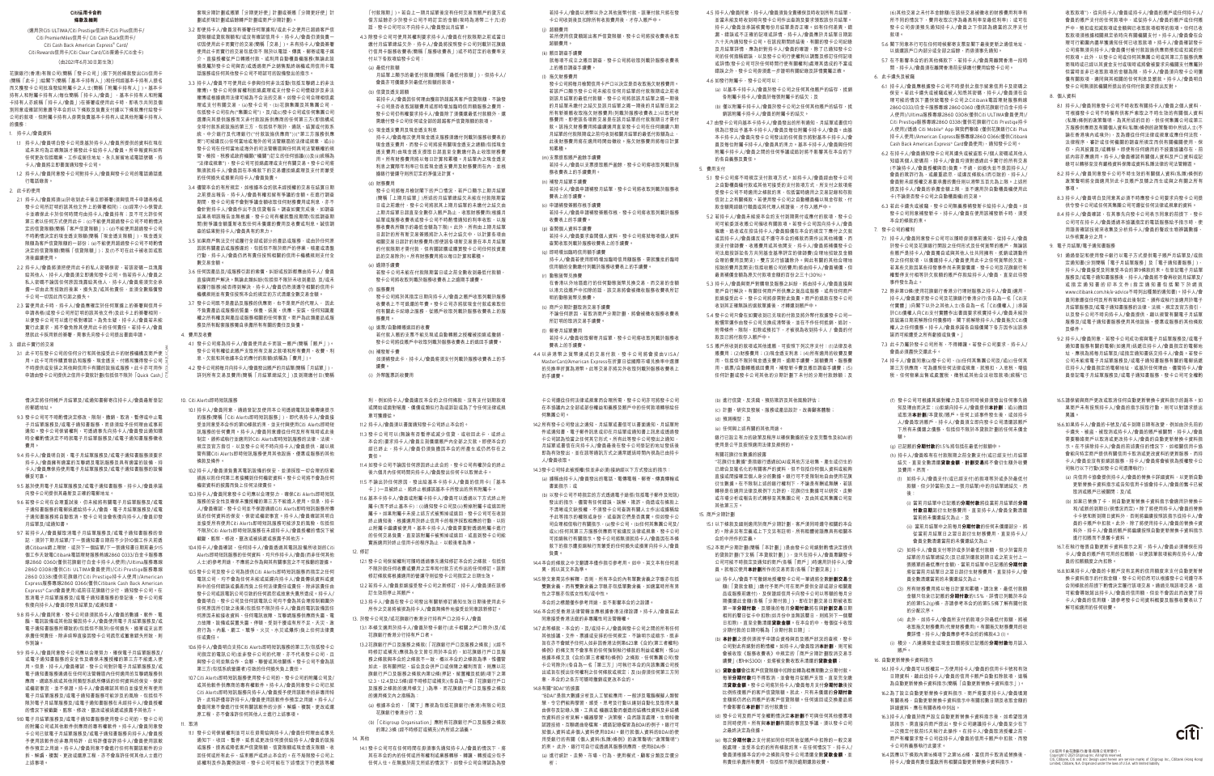**Citi信用卡合約條款及細則**

(適用於Citi ULTIMA/Citi Prestige信用卡/Citi Plus信用卡/
Citi PremierMiles信用卡/ Citi Cash Back信用卡/
Citi Cash Back Plus信用卡/ Citi Clear Card/
Citi Rewards信用卡/Citi信用卡)

(由2021年6月30日起生效)